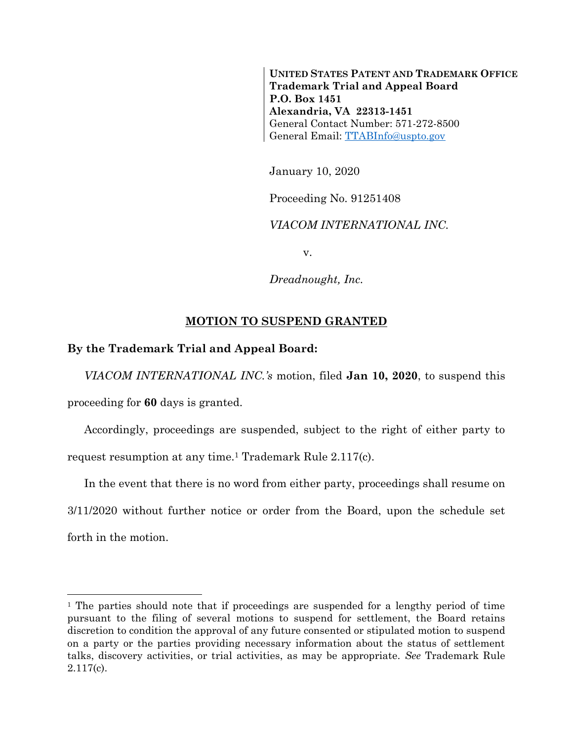**UNITED STATES PATENT AND TRADEMARK OFFICE**
**Trademark Trial and Appeal Board**
**P.O. Box 1451**
**Alexandria, VA 22313-1451**
General Contact Number: 571-272-8500
General Email: TTABInfo@uspto.gov

January 10, 2020

Proceeding No. 91251408

*VIACOM INTERNATIONAL INC.*

v.

*Dreadnought, Inc.*

## MOTION TO SUSPEND GRANTED

**By the Trademark Trial and Appeal Board:**

*VIACOM INTERNATIONAL INC.'s* motion, filed **Jan 10, 2020**, to suspend this proceeding for **60** days is granted.

Accordingly, proceedings are suspended, subject to the right of either party to request resumption at any time.[1] Trademark Rule 2.117(c).

In the event that there is no word from either party, proceedings shall resume on 3/11/2020 without further notice or order from the Board, upon the schedule set forth in the motion.

---

[1] The parties should note that if proceedings are suspended for a lengthy period of time pursuant to the filing of several motions to suspend for settlement, the Board retains discretion to condition the approval of any future consented or stipulated motion to suspend on a party or the parties providing necessary information about the status of settlement talks, discovery activities, or trial activities, as may be appropriate. *See* Trademark Rule 2.117(c).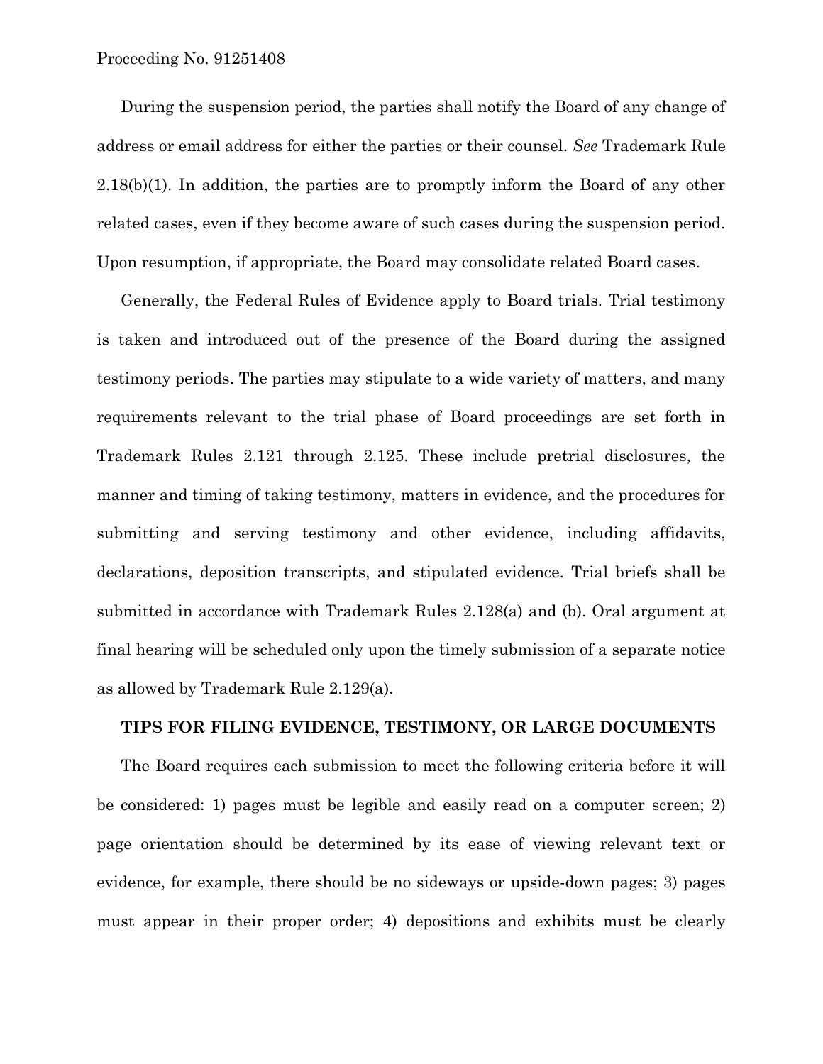During the suspension period, the parties shall notify the Board of any change of address or email address for either the parties or their counsel. *See* Trademark Rule 2.18(b)(1). In addition, the parties are to promptly inform the Board of any other related cases, even if they become aware of such cases during the suspension period. Upon resumption, if appropriate, the Board may consolidate related Board cases.

Generally, the Federal Rules of Evidence apply to Board trials. Trial testimony is taken and introduced out of the presence of the Board during the assigned testimony periods. The parties may stipulate to a wide variety of matters, and many requirements relevant to the trial phase of Board proceedings are set forth in Trademark Rules 2.121 through 2.125. These include pretrial disclosures, the manner and timing of taking testimony, matters in evidence, and the procedures for submitting and serving testimony and other evidence, including affidavits, declarations, deposition transcripts, and stipulated evidence. Trial briefs shall be submitted in accordance with Trademark Rules 2.128(a) and (b). Oral argument at final hearing will be scheduled only upon the timely submission of a separate notice as allowed by Trademark Rule 2.129(a).

**TIPS FOR FILING EVIDENCE, TESTIMONY, OR LARGE DOCUMENTS**

The Board requires each submission to meet the following criteria before it will be considered: 1) pages must be legible and easily read on a computer screen; 2) page orientation should be determined by its ease of viewing relevant text or evidence, for example, there should be no sideways or upside-down pages; 3) pages must appear in their proper order; 4) depositions and exhibits must be clearly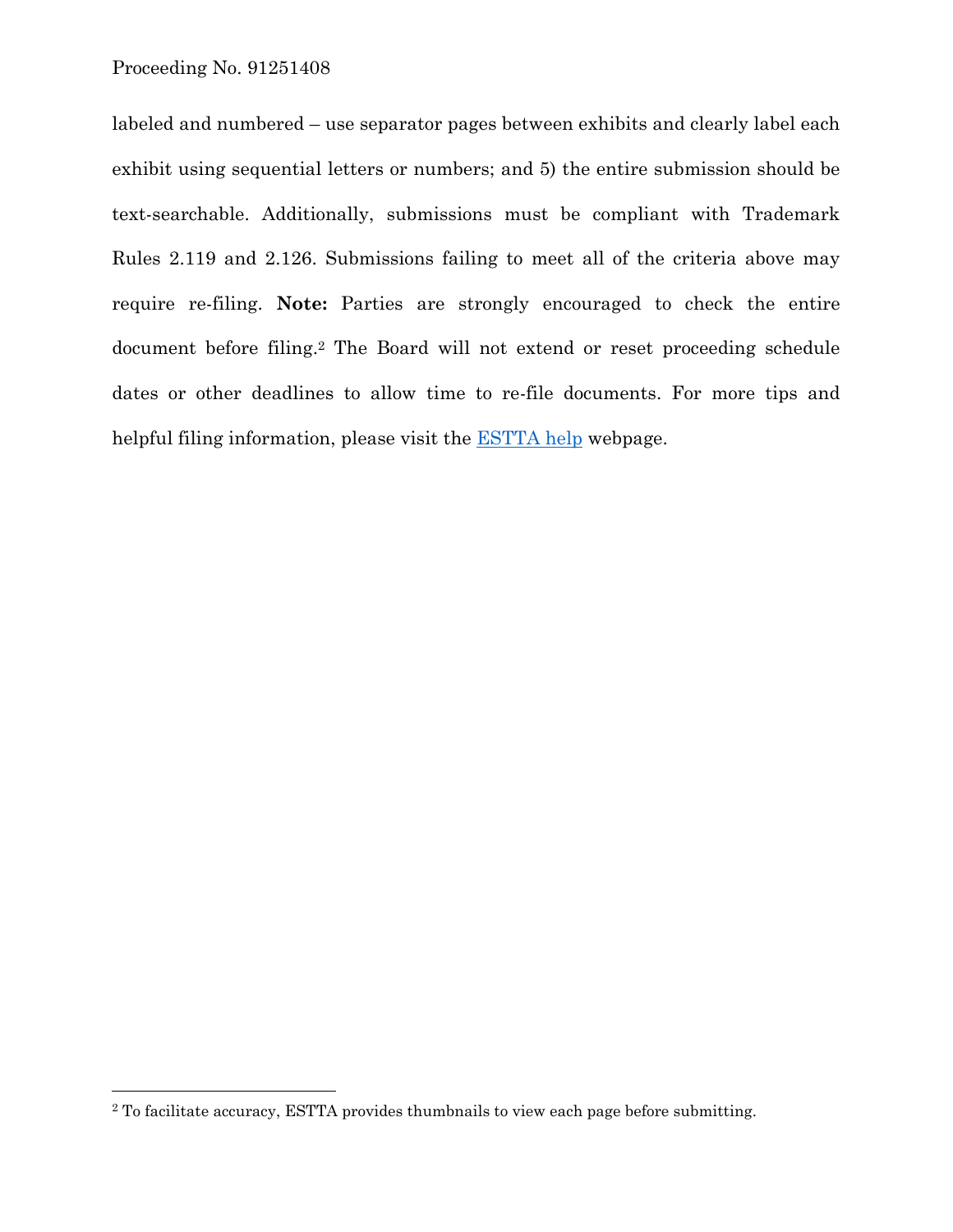labeled and numbered – use separator pages between exhibits and clearly label each exhibit using sequential letters or numbers; and 5) the entire submission should be text-searchable. Additionally, submissions must be compliant with Trademark Rules 2.119 and 2.126. Submissions failing to meet all of the criteria above may require re-filing. **Note:** Parties are strongly encouraged to check the entire document before filing.[2] The Board will not extend or reset proceeding schedule dates or other deadlines to allow time to re-file documents. For more tips and helpful filing information, please visit the [ESTTA help] webpage.

---

[2] To facilitate accuracy, ESTTA provides thumbnails to view each page before submitting.